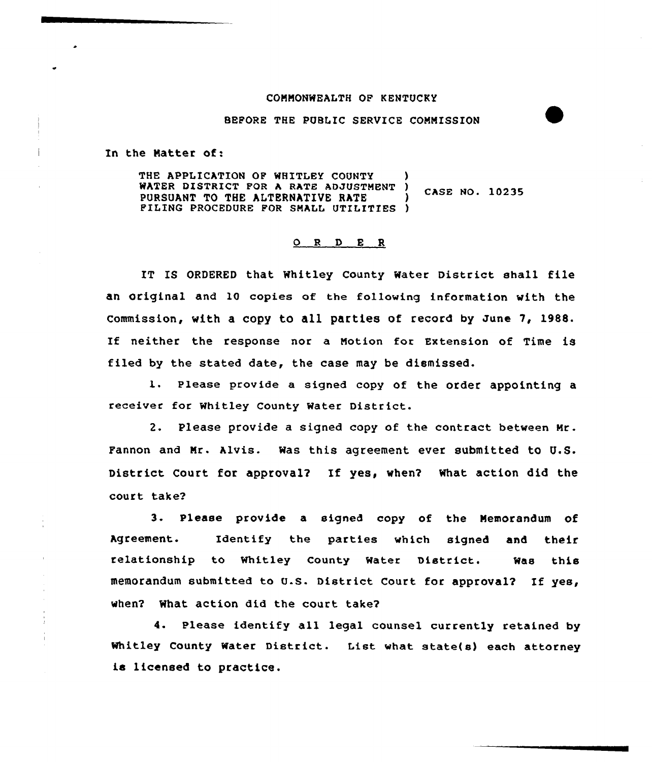COMMONWEALTH OF KENTUCKY

BEFORE THE PUBLIC SERVICE COMMISSION

In the Matter of:

THE APPLICATION OF WHITLEY COUNTY WATER DISTRICT FOR A RATE ADJUSTMENT PURSUANT TO THE ALTERNATIVE RATE FILING PROCEDURE FOR SMALL UTILITIES ) CASE NO. 10235

# O R D E R

IT IS ORDERED that Whitley County Water District shall file an original and 10 copies of the following information with the Commission, with a copy to all parties of record by June 7, 1988. If neither the response nor a Motion for Extension of Time is filed by the stated date, the case may be dismissed.

1. Please provide a signed copy of the order appointing a receiver for Whitley County Water District.

2. Please provide a signed copy of the contract between Mr. Fannon and Mr. Alvis. Was this agreement ever submitted to U.S. District Court for approval? If yes, when? What action did the court take?

3. Please provide a signed copy of the Memorandum of Agreement. Identify the parties which signed and their relationship to Whitley County Water District. Was this memorandum submitted to U.S. District Court for approval? If yes, when? What action did the court take?

4. Please identify all legal counsel currently retained by Whitley County Water District. List what state(s) each attorney is licensed to practice.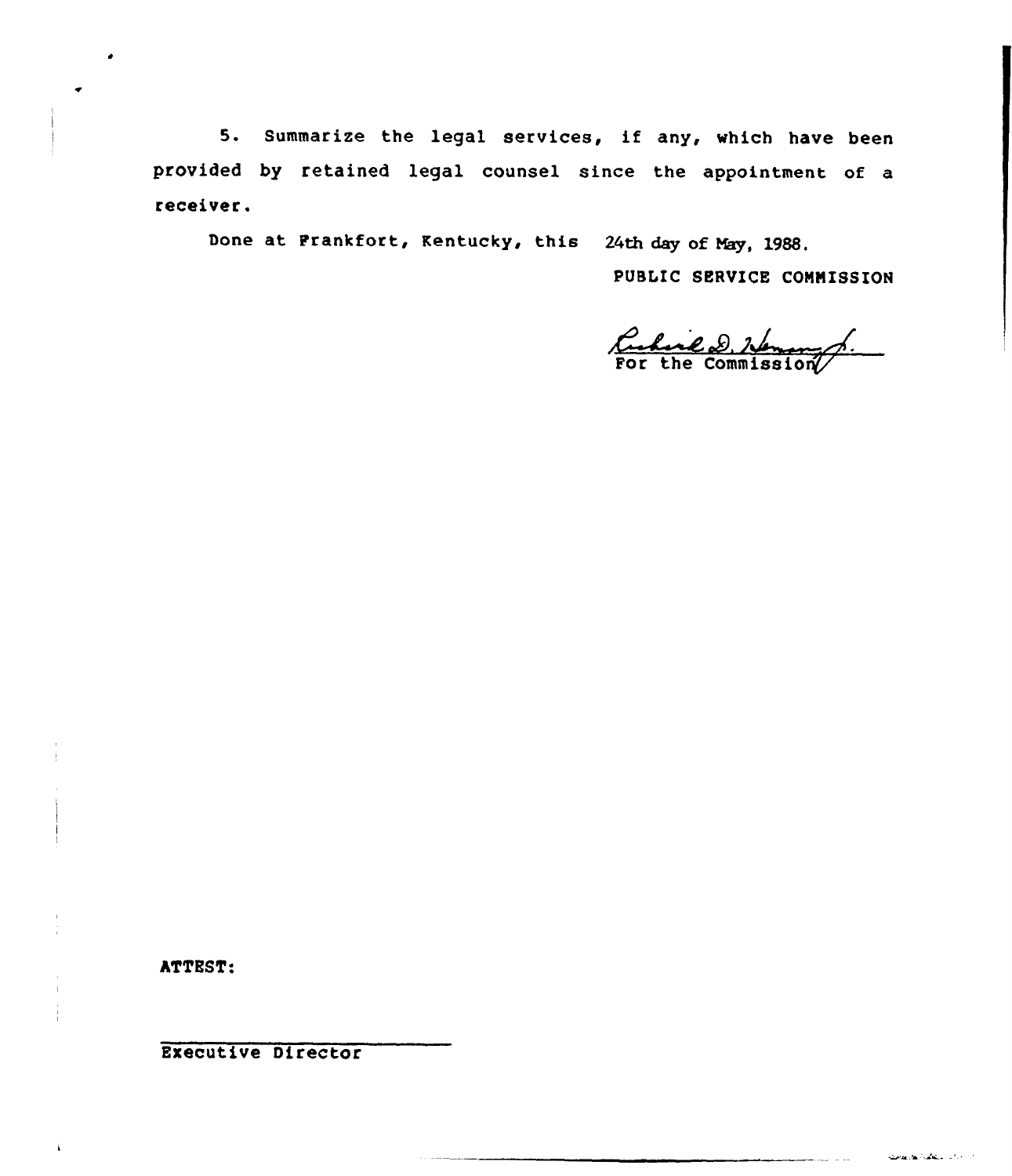5. Summarize the legal services, if any, which have been provided by retained legal counsel since the appointment of a receiver.

Done at Frankfort, Kentucky, this 24th day of May, 1988.

PUBLIC SERVICE COMMISSION

For the Commission

ATTEST:

Executive Director